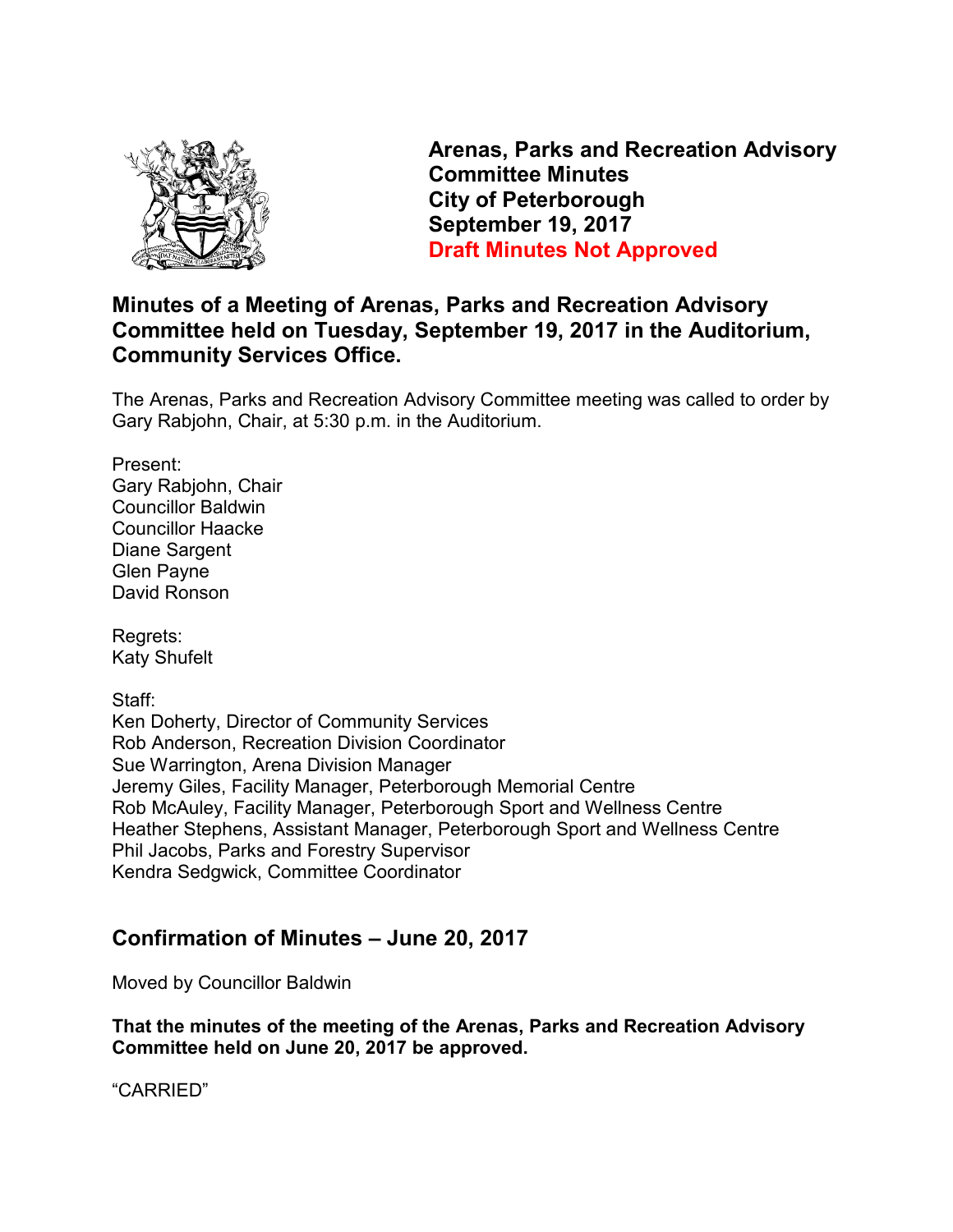# Arenas, Parks and Recreation Advisory Committee Minutes
# City of Peterborough
# September 19, 2017
# Draft Minutes Not Approved

## Minutes of a Meeting of Arenas, Parks and Recreation Advisory Committee held on Tuesday, September 19, 2017 in the Auditorium, Community Services Office.

The Arenas, Parks and Recreation Advisory Committee meeting was called to order by Gary Rabjohn, Chair, at 5:30 p.m. in the Auditorium.

Present:
Gary Rabjohn, Chair
Councillor Baldwin
Councillor Haacke
Diane Sargent
Glen Payne
David Ronson

Regrets:
Katy Shufelt

Staff:
Ken Doherty, Director of Community Services
Rob Anderson, Recreation Division Coordinator
Sue Warrington, Arena Division Manager
Jeremy Giles, Facility Manager, Peterborough Memorial Centre
Rob McAuley, Facility Manager, Peterborough Sport and Wellness Centre
Heather Stephens, Assistant Manager, Peterborough Sport and Wellness Centre
Phil Jacobs, Parks and Forestry Supervisor
Kendra Sedgwick, Committee Coordinator

## Confirmation of Minutes – June 20, 2017

Moved by Councillor Baldwin

**That the minutes of the meeting of the Arenas, Parks and Recreation Advisory Committee held on June 20, 2017 be approved.**

"CARRIED"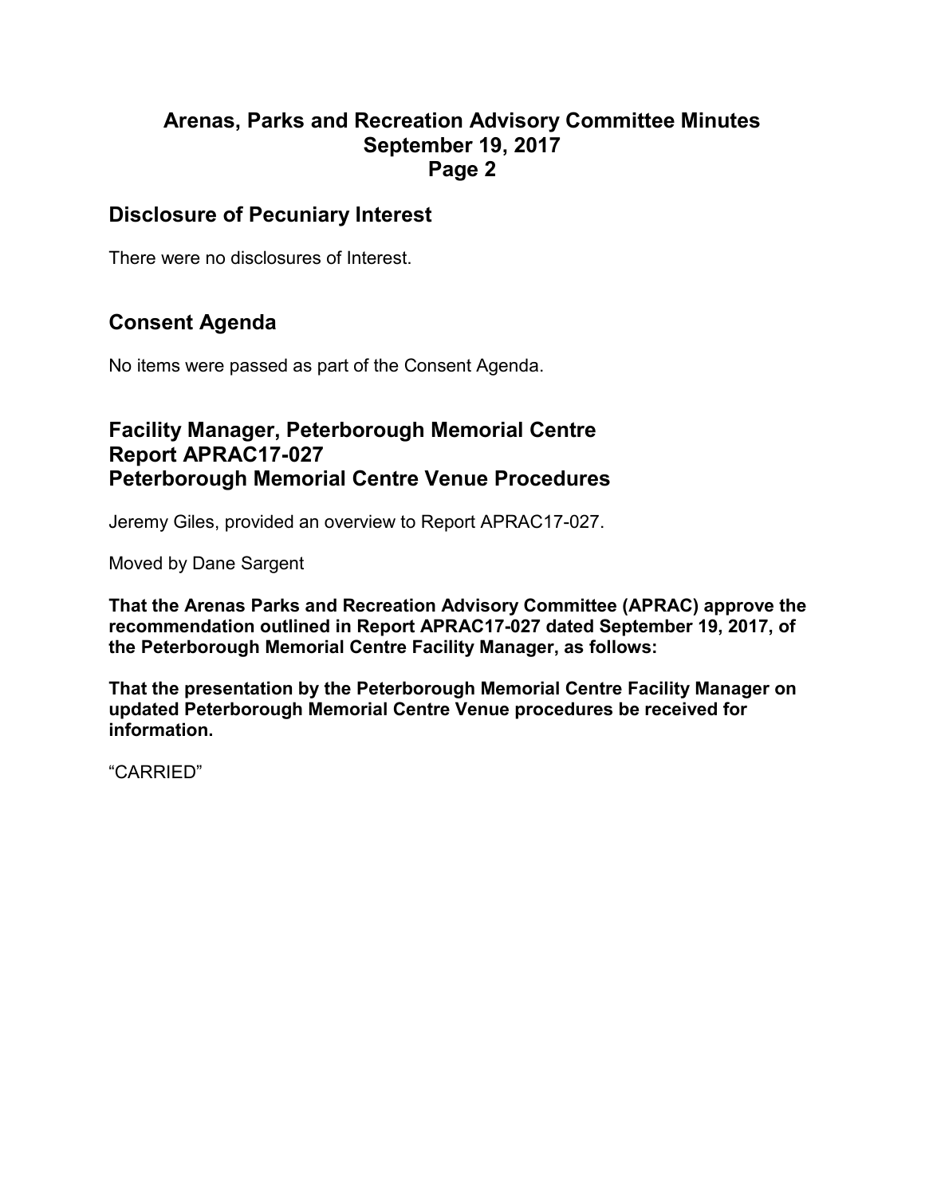## Disclosure of Pecuniary Interest

There were no disclosures of Interest.

## Consent Agenda

No items were passed as part of the Consent Agenda.

## Facility Manager, Peterborough Memorial Centre
## Report APRAC17-027
## Peterborough Memorial Centre Venue Procedures

Jeremy Giles, provided an overview to Report APRAC17-027.

Moved by Dane Sargent

**That the Arenas Parks and Recreation Advisory Committee (APRAC) approve the recommendation outlined in Report APRAC17-027 dated September 19, 2017, of the Peterborough Memorial Centre Facility Manager, as follows:**

**That the presentation by the Peterborough Memorial Centre Facility Manager on updated Peterborough Memorial Centre Venue procedures be received for information.**

"CARRIED"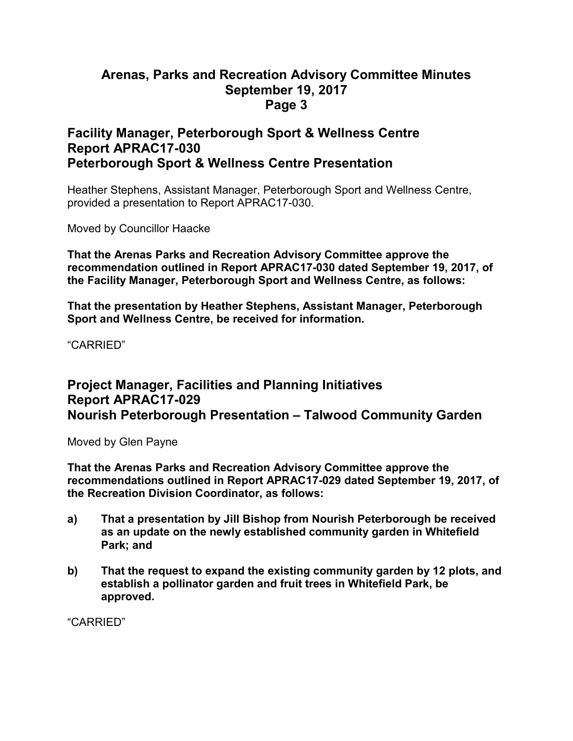## Facility Manager, Peterborough Sport & Wellness Centre
## Report APRAC17-030
## Peterborough Sport & Wellness Centre Presentation

Heather Stephens, Assistant Manager, Peterborough Sport and Wellness Centre, provided a presentation to Report APRAC17-030.

Moved by Councillor Haacke

**That the Arenas Parks and Recreation Advisory Committee approve the recommendation outlined in Report APRAC17-030 dated September 19, 2017, of the Facility Manager, Peterborough Sport and Wellness Centre, as follows:**

**That the presentation by Heather Stephens, Assistant Manager, Peterborough Sport and Wellness Centre, be received for information.**

“CARRIED”

## Project Manager, Facilities and Planning Initiatives
## Report APRAC17-029
## Nourish Peterborough Presentation – Talwood Community Garden

Moved by Glen Payne

**That the Arenas Parks and Recreation Advisory Committee approve the recommendations outlined in Report APRAC17-029 dated September 19, 2017, of the Recreation Division Coordinator, as follows:**

**a) That a presentation by Jill Bishop from Nourish Peterborough be received as an update on the newly established community garden in Whitefield Park; and**

**b) That the request to expand the existing community garden by 12 plots, and establish a pollinator garden and fruit trees in Whitefield Park, be approved.**

“CARRIED”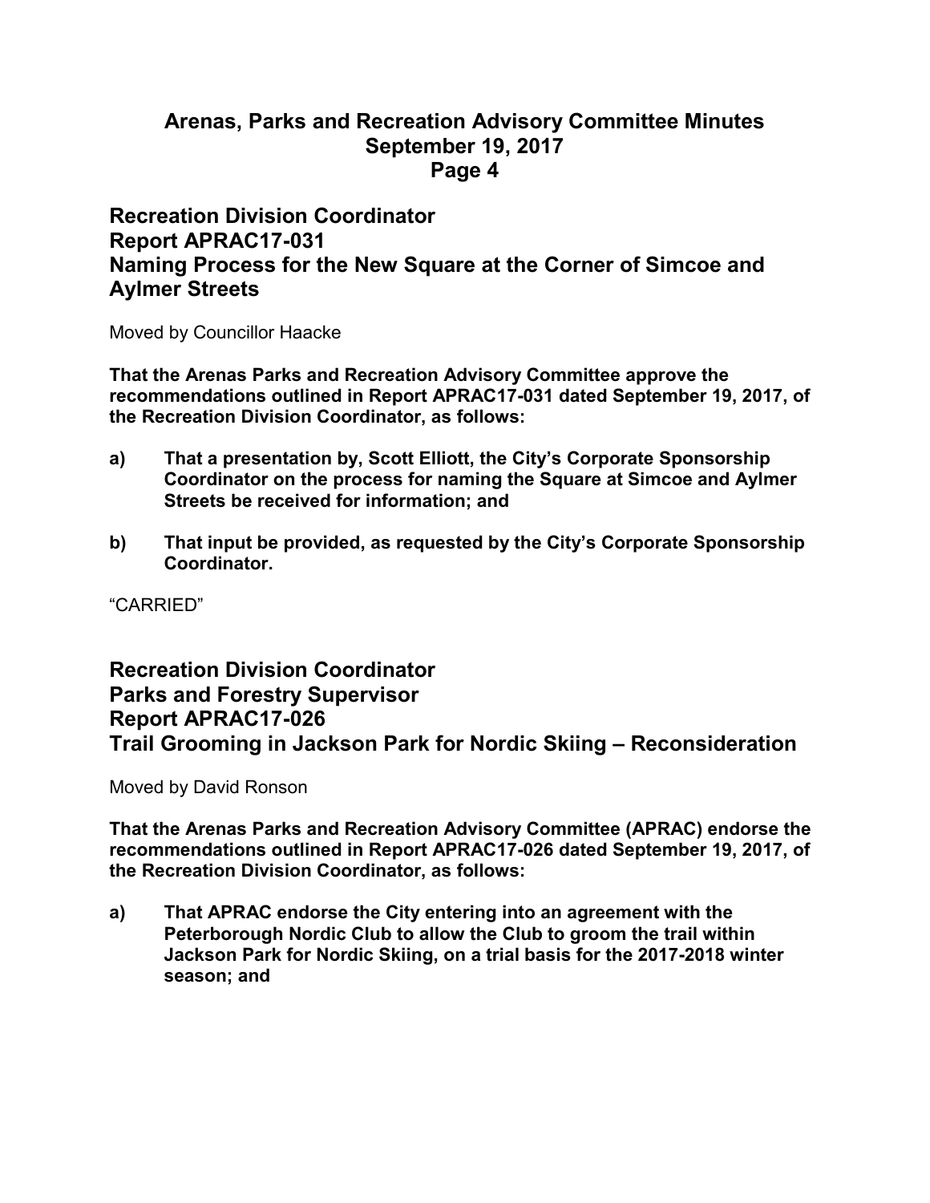## Recreation Division Coordinator
## Report APRAC17-031
## Naming Process for the New Square at the Corner of Simcoe and Aylmer Streets

Moved by Councillor Haacke

**That the Arenas Parks and Recreation Advisory Committee approve the recommendations outlined in Report APRAC17-031 dated September 19, 2017, of the Recreation Division Coordinator, as follows:**

**a) That a presentation by, Scott Elliott, the City's Corporate Sponsorship Coordinator on the process for naming the Square at Simcoe and Aylmer Streets be received for information; and**

**b) That input be provided, as requested by the City's Corporate Sponsorship Coordinator.**

"CARRIED"

## Recreation Division Coordinator
## Parks and Forestry Supervisor
## Report APRAC17-026
## Trail Grooming in Jackson Park for Nordic Skiing – Reconsideration

Moved by David Ronson

**That the Arenas Parks and Recreation Advisory Committee (APRAC) endorse the recommendations outlined in Report APRAC17-026 dated September 19, 2017, of the Recreation Division Coordinator, as follows:**

**a) That APRAC endorse the City entering into an agreement with the Peterborough Nordic Club to allow the Club to groom the trail within Jackson Park for Nordic Skiing, on a trial basis for the 2017-2018 winter season; and**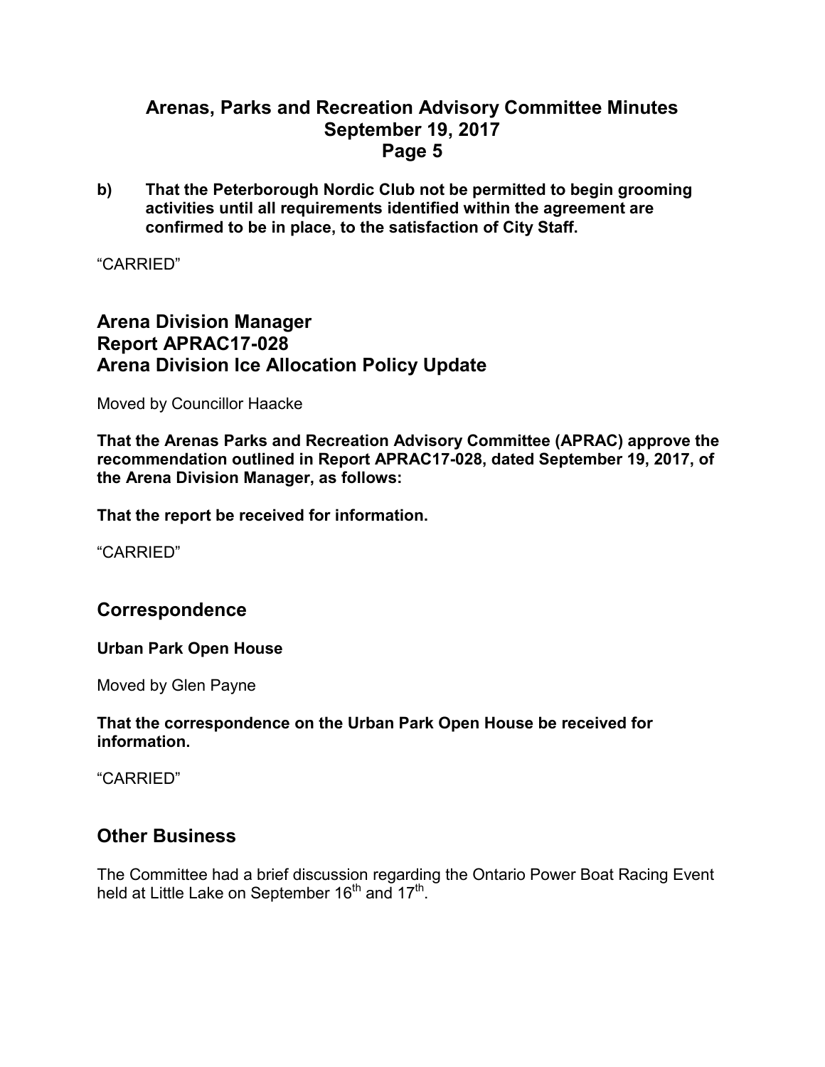**b) That the Peterborough Nordic Club not be permitted to begin grooming activities until all requirements identified within the agreement are confirmed to be in place, to the satisfaction of City Staff.**

"CARRIED"

## Arena Division Manager
## Report APRAC17-028
## Arena Division Ice Allocation Policy Update

Moved by Councillor Haacke

**That the Arenas Parks and Recreation Advisory Committee (APRAC) approve the recommendation outlined in Report APRAC17-028, dated September 19, 2017, of the Arena Division Manager, as follows:**

**That the report be received for information.**

"CARRIED"

## Correspondence

**Urban Park Open House**

Moved by Glen Payne

**That the correspondence on the Urban Park Open House be received for information.**

"CARRIED"

## Other Business

The Committee had a brief discussion regarding the Ontario Power Boat Racing Event held at Little Lake on September 16th and 17th.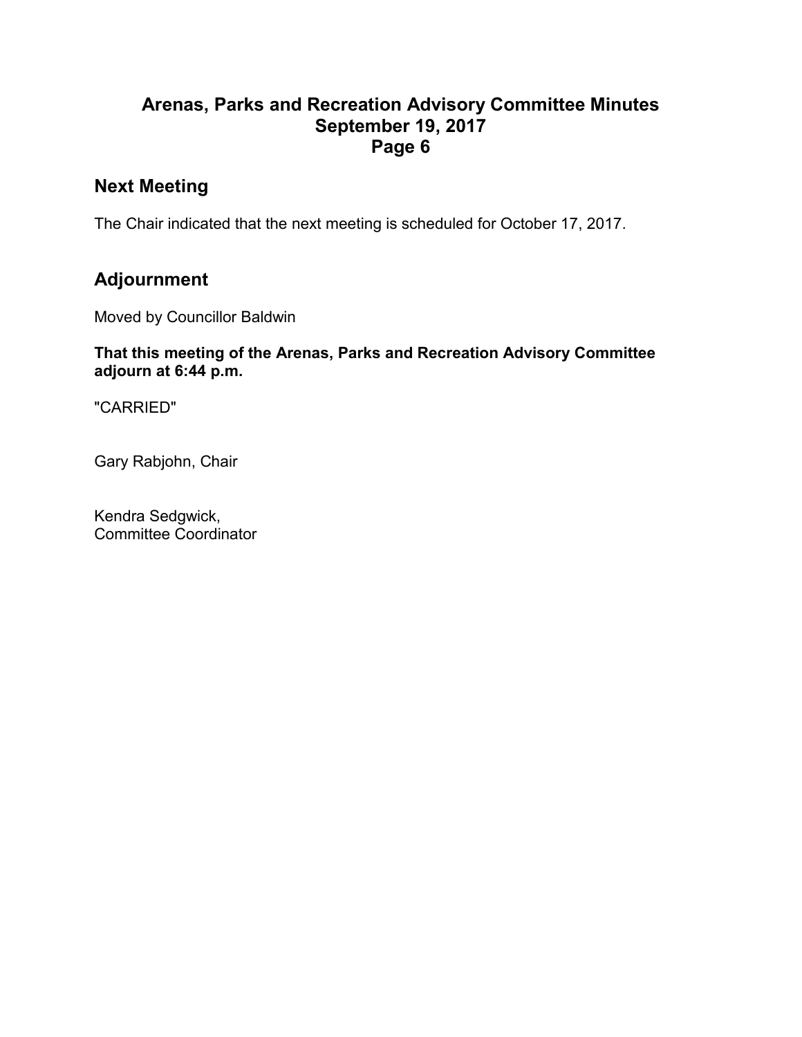## Next Meeting

The Chair indicated that the next meeting is scheduled for October 17, 2017.

## Adjournment

Moved by Councillor Baldwin

**That this meeting of the Arenas, Parks and Recreation Advisory Committee adjourn at 6:44 p.m.**

"CARRIED"

Gary Rabjohn, Chair

Kendra Sedgwick,
Committee Coordinator